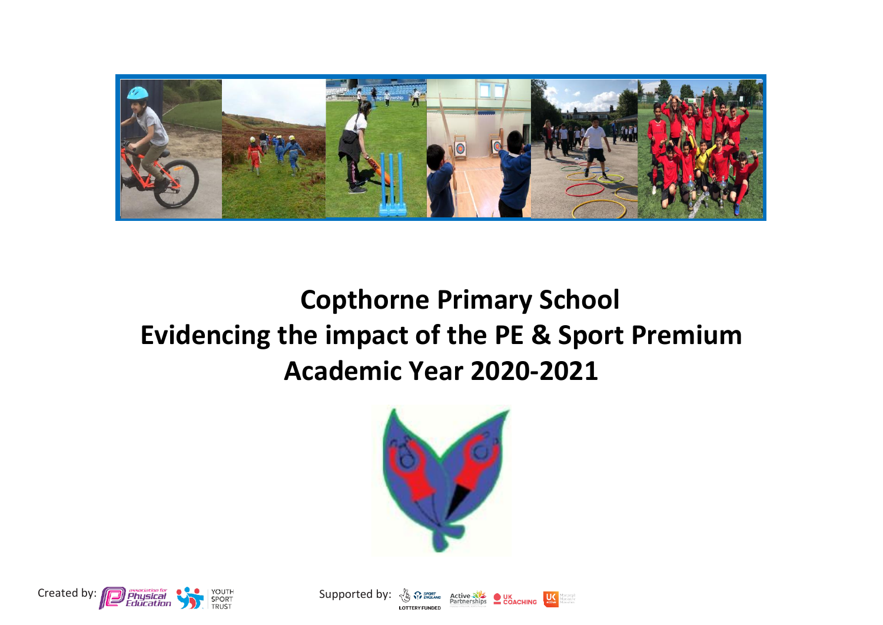# Copthorne Primary School
# Evidencing the impact of the PE & Sport Premium
# Academic Year 2020-2021

Created by: association for Physical Education, Youth Sport Trust

Supported by: Sport England (Lottery Funded), Active Partnerships, UK Coaching, UK Active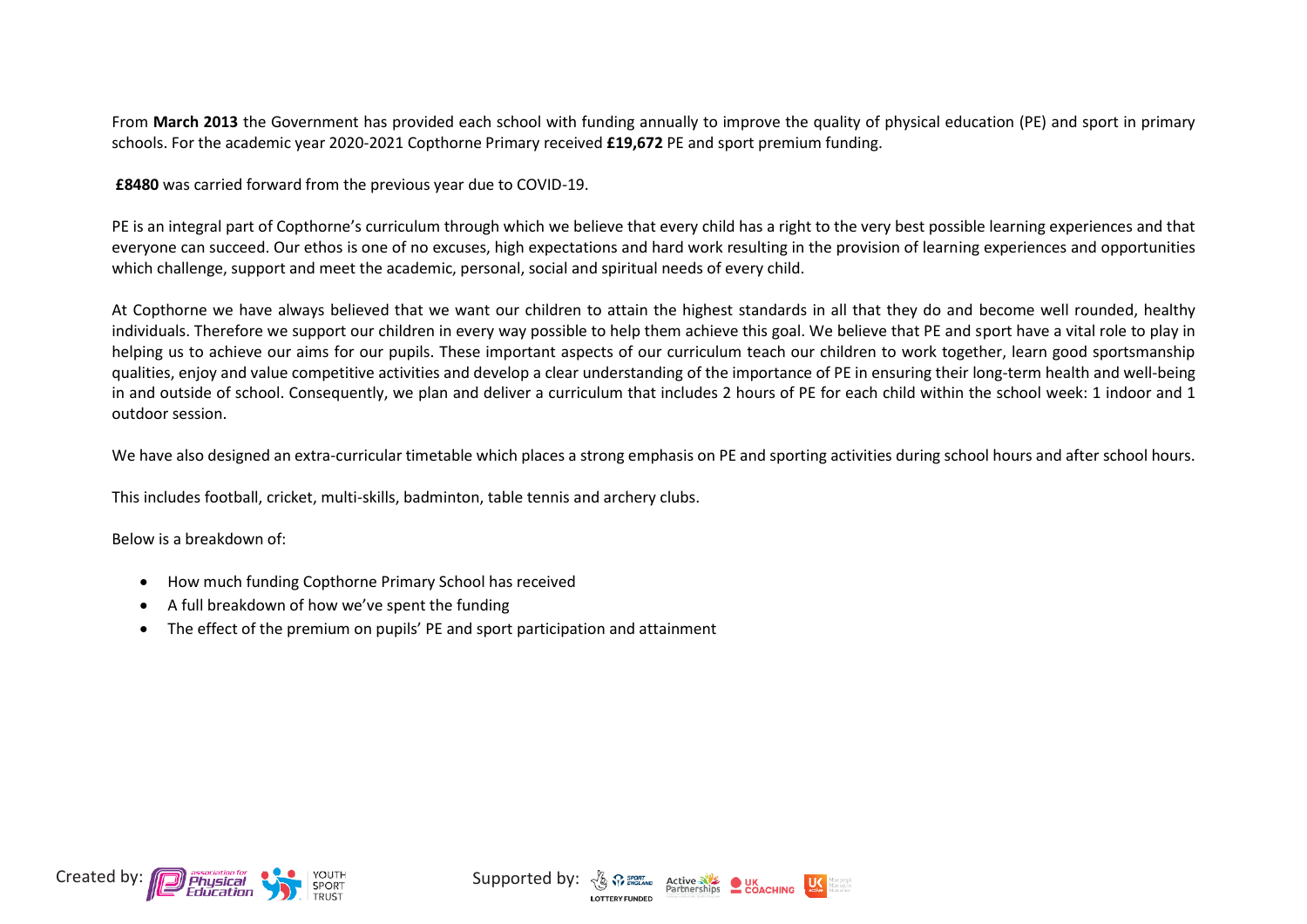From **March 2013** the Government has provided each school with funding annually to improve the quality of physical education (PE) and sport in primary schools. For the academic year 2020-2021 Copthorne Primary received **£19,672** PE and sport premium funding.

**£8480** was carried forward from the previous year due to COVID-19.

PE is an integral part of Copthorne's curriculum through which we believe that every child has a right to the very best possible learning experiences and that everyone can succeed. Our ethos is one of no excuses, high expectations and hard work resulting in the provision of learning experiences and opportunities which challenge, support and meet the academic, personal, social and spiritual needs of every child.

At Copthorne we have always believed that we want our children to attain the highest standards in all that they do and become well rounded, healthy individuals. Therefore we support our children in every way possible to help them achieve this goal. We believe that PE and sport have a vital role to play in helping us to achieve our aims for our pupils. These important aspects of our curriculum teach our children to work together, learn good sportsmanship qualities, enjoy and value competitive activities and develop a clear understanding of the importance of PE in ensuring their long-term health and well-being in and outside of school. Consequently, we plan and deliver a curriculum that includes 2 hours of PE for each child within the school week: 1 indoor and 1 outdoor session.

We have also designed an extra-curricular timetable which places a strong emphasis on PE and sporting activities during school hours and after school hours.

This includes football, cricket, multi-skills, badminton, table tennis and archery clubs.

Below is a breakdown of:

- How much funding Copthorne Primary School has received
- A full breakdown of how we've spent the funding
- The effect of the premium on pupils' PE and sport participation and attainment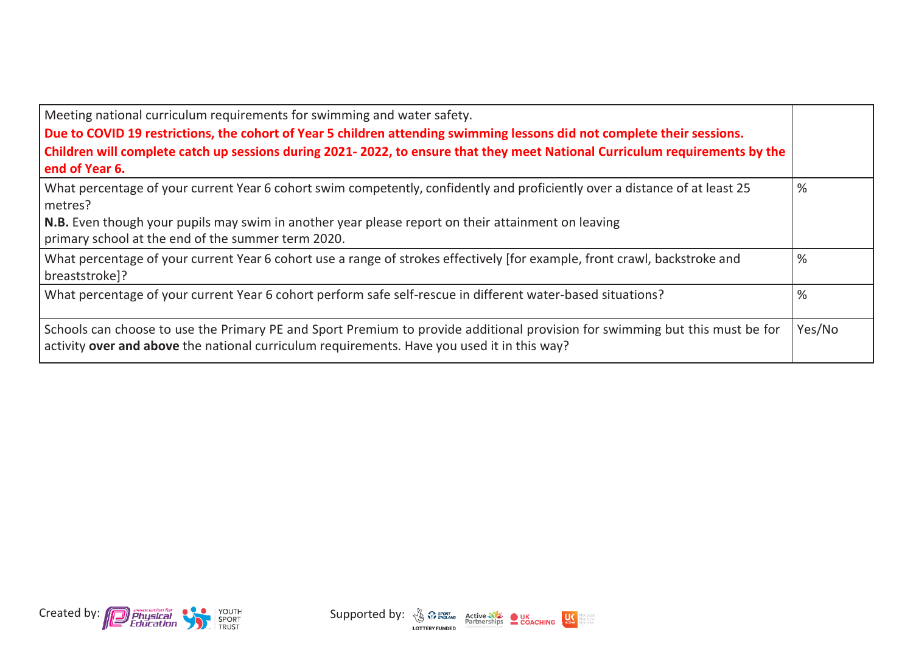| Meeting national curriculum requirements for swimming and water safety.<br>**Due to COVID 19 restrictions, the cohort of Year 5 children attending swimming lessons did not complete their sessions. Children will complete catch up sessions during 2021- 2022, to ensure that they meet National Curriculum requirements by the end of Year 6.** | |
|---|---|
| What percentage of your current Year 6 cohort swim competently, confidently and proficiently over a distance of at least 25 metres?<br>**N.B.** Even though your pupils may swim in another year please report on their attainment on leaving primary school at the end of the summer term 2020. | % |
| What percentage of your current Year 6 cohort use a range of strokes effectively [for example, front crawl, backstroke and breaststroke]? | % |
| What percentage of your current Year 6 cohort perform safe self-rescue in different water-based situations? | % |
| Schools can choose to use the Primary PE and Sport Premium to provide additional provision for swimming but this must be for activity **over and above** the national curriculum requirements. Have you used it in this way? | Yes/No |

Created by: association for Physical Education, Youth Sport Trust

Supported by: Sport England (Lottery Funded), Active Partnerships, UK Coaching, UK Active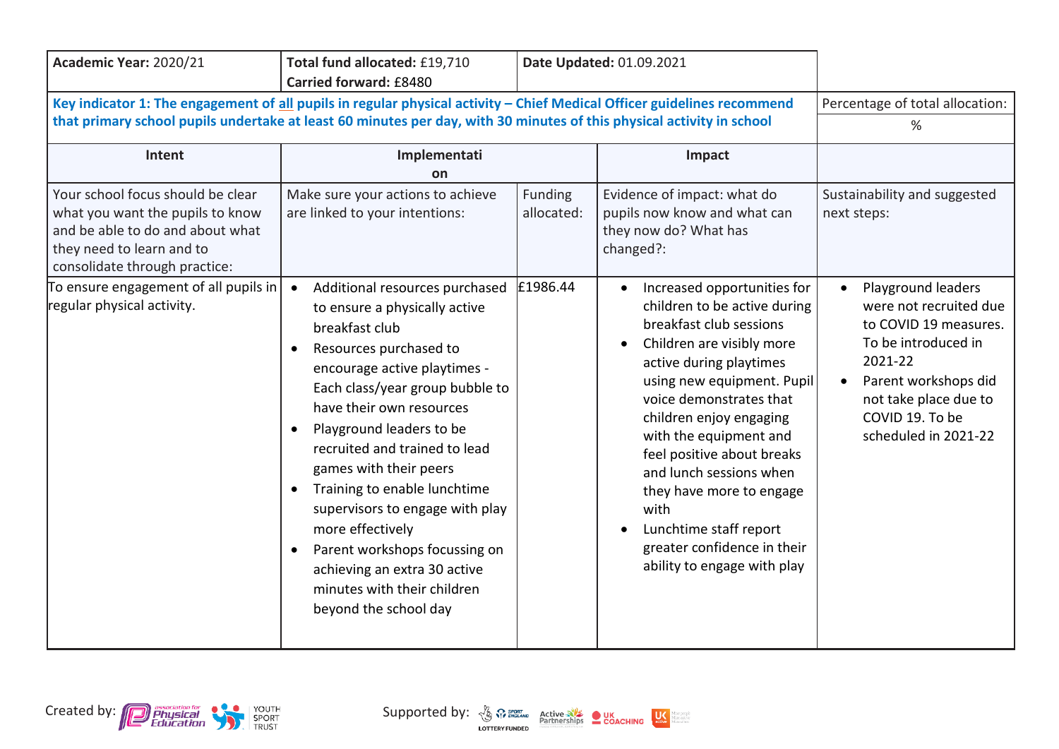| Academic Year: 2020/21 | Total fund allocated: £19,710<br>Carried forward: £8480 | Date Updated: 01.09.2021 | | |
|---|---|---|---|---|
| **Key indicator 1: The engagement of all pupils in regular physical activity – Chief Medical Officer guidelines recommend that primary school pupils undertake at least 60 minutes per day, with 30 minutes of this physical activity in school** | | | | Percentage of total allocation:<br>% |
| **Intent** | **Implementation** | | **Impact** | |
| Your school focus should be clear what you want the pupils to know and be able to do and about what they need to learn and to consolidate through practice: | Make sure your actions to achieve are linked to your intentions: | Funding allocated: | Evidence of impact: what do pupils now know and what can they now do? What has changed?: | Sustainability and suggested next steps: |
| To ensure engagement of all pupils in regular physical activity. | • Additional resources purchased to ensure a physically active breakfast club<br>• Resources purchased to encourage active playtimes - Each class/year group bubble to have their own resources<br>• Playground leaders to be recruited and trained to lead games with their peers<br>• Training to enable lunchtime supervisors to engage with play more effectively<br>• Parent workshops focussing on achieving an extra 30 active minutes with their children beyond the school day | £1986.44 | • Increased opportunities for children to be active during breakfast club sessions<br>• Children are visibly more active during playtimes using new equipment. Pupil voice demonstrates that children enjoy engaging with the equipment and feel positive about breaks and lunch sessions when they have more to engage with<br>• Lunchtime staff report greater confidence in their ability to engage with play | • Playground leaders were not recruited due to COVID 19 measures. To be introduced in 2021-22<br>• Parent workshops did not take place due to COVID 19. To be scheduled in 2021-22 |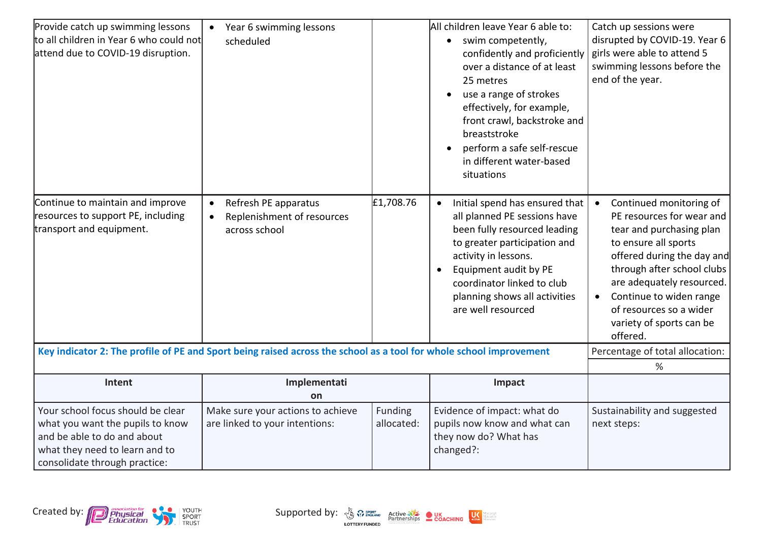| | | | | |
|---|---|---|---|---|
| Provide catch up swimming lessons to all children in Year 6 who could not attend due to COVID-19 disruption. | • Year 6 swimming lessons scheduled | | All children leave Year 6 able to:<br>• swim competently, confidently and proficiently over a distance of at least 25 metres<br>• use a range of strokes effectively, for example, front crawl, backstroke and breaststroke<br>• perform a safe self-rescue in different water-based situations | Catch up sessions were disrupted by COVID-19. Year 6 girls were able to attend 5 swimming lessons before the end of the year. |
| Continue to maintain and improve resources to support PE, including transport and equipment. | • Refresh PE apparatus<br>• Replenishment of resources across school | £1,708.76 | • Initial spend has ensured that all planned PE sessions have been fully resourced leading to greater participation and activity in lessons.<br>• Equipment audit by PE coordinator linked to club planning shows all activities are well resourced | • Continued monitoring of PE resources for wear and tear and purchasing plan to ensure all sports offered during the day and through after school clubs are adequately resourced.<br>• Continue to widen range of resources so a wider variety of sports can be offered. |

| **Key indicator 2: The profile of PE and Sport being raised across the school as a tool for whole school improvement** | | | | Percentage of total allocation: |
|---|---|---|---|---|
| | | | | % |
| **Intent** | **Implementation** | | **Impact** | |
| Your school focus should be clear what you want the pupils to know and be able to do and about what they need to learn and to consolidate through practice: | Make sure your actions to achieve are linked to your intentions: | Funding allocated: | Evidence of impact: what do pupils now know and what can they now do? What has changed?: | Sustainability and suggested next steps: |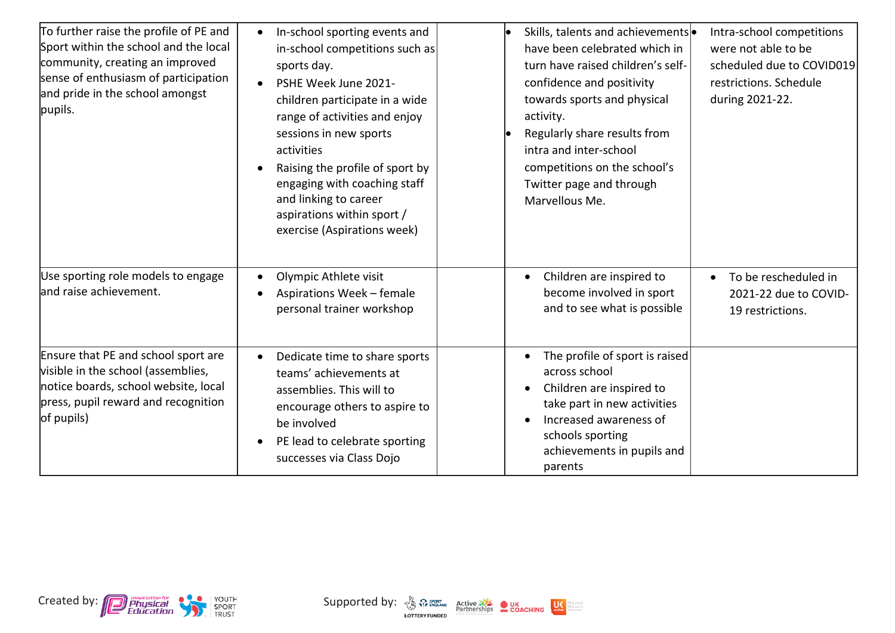| | | | | |
|---|---|---|---|---|
| To further raise the profile of PE and Sport within the school and the local community, creating an improved sense of enthusiasm of participation and pride in the school amongst pupils. | • In-school sporting events and in-school competitions such as sports day.<br>• PSHE Week June 2021- children participate in a wide range of activities and enjoy sessions in new sports activities<br>• Raising the profile of sport by engaging with coaching staff and linking to career aspirations within sport / exercise (Aspirations week) | | • Skills, talents and achievements have been celebrated which in turn have raised children's self-confidence and positivity towards sports and physical activity.<br>• Regularly share results from intra and inter-school competitions on the school's Twitter page and through Marvellous Me. | • Intra-school competitions were not able to be scheduled due to COVID019 restrictions. Schedule during 2021-22. |
| Use sporting role models to engage and raise achievement. | • Olympic Athlete visit<br>• Aspirations Week – female personal trainer workshop | | • Children are inspired to become involved in sport and to see what is possible | • To be rescheduled in 2021-22 due to COVID-19 restrictions. |
| Ensure that PE and school sport are visible in the school (assemblies, notice boards, school website, local press, pupil reward and recognition of pupils) | • Dedicate time to share sports teams' achievements at assemblies. This will to encourage others to aspire to be involved<br>• PE lead to celebrate sporting successes via Class Dojo | | • The profile of sport is raised across school<br>• Children are inspired to take part in new activities<br>• Increased awareness of schools sporting achievements in pupils and parents | |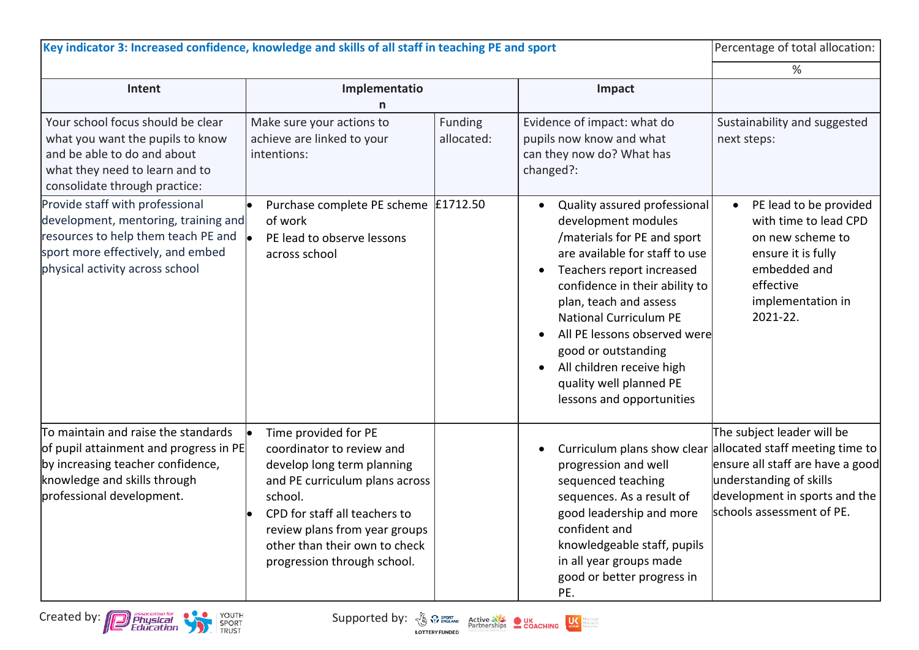| Key indicator 3: Increased confidence, knowledge and skills of all staff in teaching PE and sport | | | | Percentage of total allocation: |
|---|---|---|---|---|
| | | | | % |
| **Intent** | **Implementation** | | **Impact** | |
| Your school focus should be clear what you want the pupils to know and be able to do and about what they need to learn and to consolidate through practice: | Make sure your actions to achieve are linked to your intentions: | Funding allocated: | Evidence of impact: what do pupils now know and what can they now do? What has changed?: | Sustainability and suggested next steps: |
| Provide staff with professional development, mentoring, training and resources to help them teach PE and sport more effectively, and embed physical activity across school | • Purchase complete PE scheme of work<br>• PE lead to observe lessons across school | £1712.50 | • Quality assured professional development modules /materials for PE and sport are available for staff to use<br>• Teachers report increased confidence in their ability to plan, teach and assess National Curriculum PE<br>• All PE lessons observed were good or outstanding<br>• All children receive high quality well planned PE lessons and opportunities | • PE lead to be provided with time to lead CPD on new scheme to ensure it is fully embedded and effective implementation in 2021-22. |
| To maintain and raise the standards of pupil attainment and progress in PE by increasing teacher confidence, knowledge and skills through professional development. | • Time provided for PE coordinator to review and develop long term planning and PE curriculum plans across school.<br>• CPD for staff all teachers to review plans from year groups other than their own to check progression through school. | | • Curriculum plans show clear progression and well sequenced teaching sequences. As a result of good leadership and more confident and knowledgeable staff, pupils in all year groups made good or better progress in PE. | The subject leader will be allocated staff meeting time to ensure all staff are have a good understanding of skills development in sports and the schools assessment of PE. |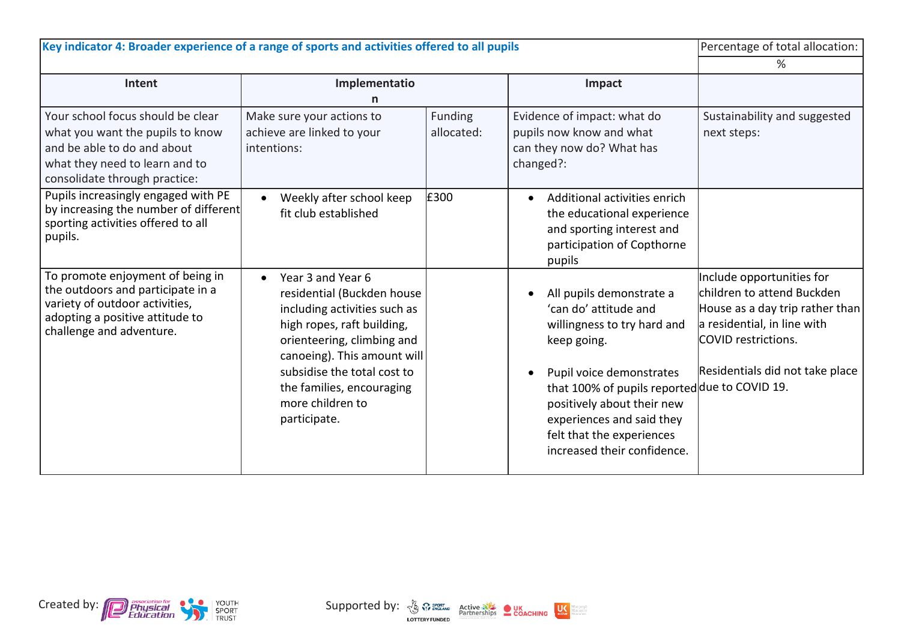| Key indicator 4: Broader experience of a range of sports and activities offered to all pupils | | | | Percentage of total allocation: |
|---|---|---|---|---|
| | | | | % |
| **Intent** | **Implementation** | | **Impact** | |
| Your school focus should be clear what you want the pupils to know and be able to do and about what they need to learn and to consolidate through practice: | Make sure your actions to achieve are linked to your intentions: | Funding allocated: | Evidence of impact: what do pupils now know and what can they now do? What has changed?: | Sustainability and suggested next steps: |
| Pupils increasingly engaged with PE by increasing the number of different sporting activities offered to all pupils. | • Weekly after school keep fit club established | £300 | • Additional activities enrich the educational experience and sporting interest and participation of Copthorne pupils | |
| To promote enjoyment of being in the outdoors and participate in a variety of outdoor activities, adopting a positive attitude to challenge and adventure. | • Year 3 and Year 6 residential (Buckden house including activities such as high ropes, raft building, orienteering, climbing and canoeing). This amount will subsidise the total cost to the families, encouraging more children to participate. | | • All pupils demonstrate a 'can do' attitude and willingness to try hard and keep going.<br><br>• Pupil voice demonstrates that 100% of pupils reported positively about their new experiences and said they felt that the experiences increased their confidence. | Include opportunities for children to attend Buckden House as a day trip rather than a residential, in line with COVID restrictions.<br><br>Residentials did not take place due to COVID 19. |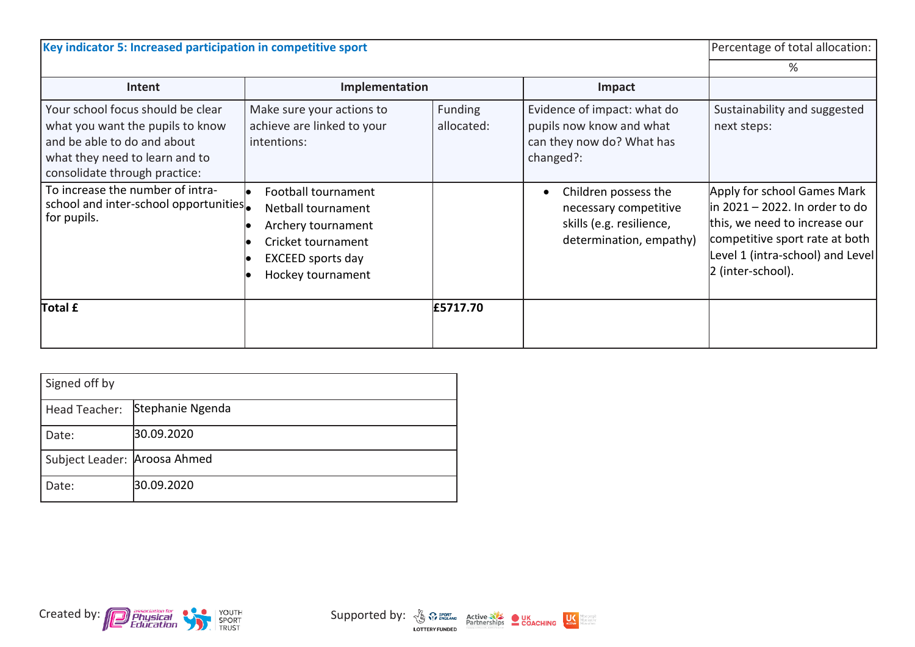| Key indicator 5: Increased participation in competitive sport | | | | Percentage of total allocation: |
|---|---|---|---|---|
| | | | | % |
| Intent | Implementation | | Impact | |
| Your school focus should be clear what you want the pupils to know and be able to do and about what they need to learn and to consolidate through practice: | Make sure your actions to achieve are linked to your intentions: | Funding allocated: | Evidence of impact: what do pupils now know and what can they now do? What has changed?: | Sustainability and suggested next steps: |
| To increase the number of intra-school and inter-school opportunities for pupils. | • Football tournament<br>• Netball tournament<br>• Archery tournament<br>• Cricket tournament<br>• EXCEED sports day<br>• Hockey tournament | | • Children possess the necessary competitive skills (e.g. resilience, determination, empathy) | Apply for school Games Mark in 2021 – 2022. In order to do this, we need to increase our competitive sport rate at both Level 1 (intra-school) and Level 2 (inter-school). |
| **Total £** | | **£5717.70** | | |

| Signed off by | |
|---|---|
| Head Teacher: | Stephanie Ngenda |
| Date: | 30.09.2020 |
| Subject Leader: | Aroosa Ahmed |
| Date: | 30.09.2020 |

Created by: Association for Physical Education, Youth Sport Trust

Supported by: Sport England (Lottery Funded), Active Partnerships, UK Coaching, UK Active